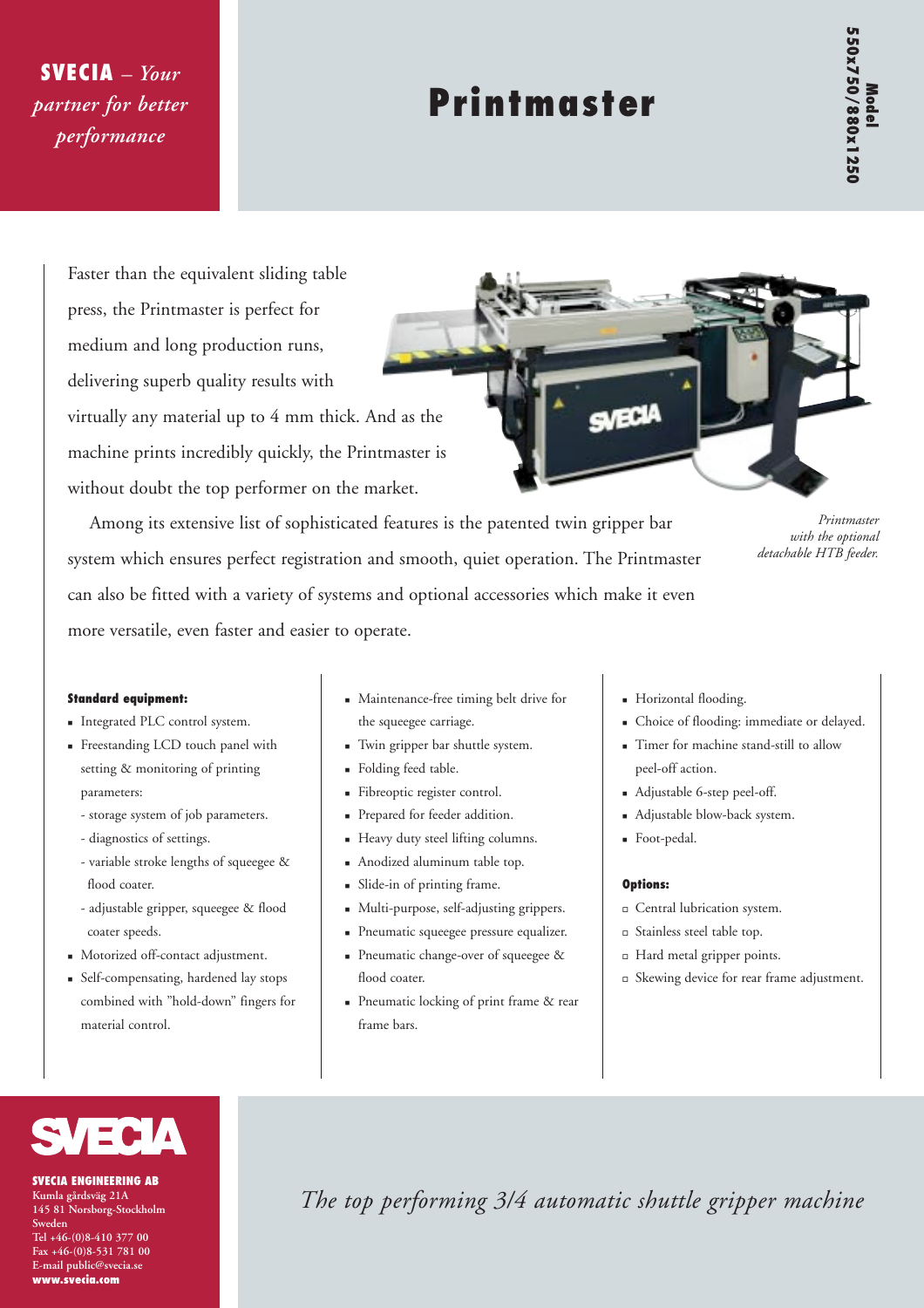**SVECIA** – *Your partner for better performance*

# Printmaster

**Model 550x750/880x1250**

Faster than the equivalent sliding table press, the Printmaster is perfect for medium and long production runs, delivering superb quality results with virtually any material up to 4 mm thick. And as the machine prints incredibly quickly, the Printmaster is without doubt the top performer on the market.

Among its extensive list of sophisticated features is the patented twin gripper bar system which ensures perfect registration and smooth, quiet operation. The Printmaster can also be fitted with a variety of systems and optional accessories which make it even more versatile, even faster and easier to operate.

*Printmaster with the optional detachable HTB feeder.*

**Standard equipment:**

- Integrated PLC control system.
- Freestanding LCD touch panel with setting & monitoring of printing parameters:
  - storage system of job parameters.
  - diagnostics of settings.
  - variable stroke lengths of squeegee & flood coater.
  - adjustable gripper, squeegee & flood coater speeds.
- Motorized off-contact adjustment.
- Self-compensating, hardened lay stops combined with ”hold-down” fingers for material control.
- Maintenance-free timing belt drive for the squeegee carriage.
- Twin gripper bar shuttle system.
- Folding feed table.
- Fibreoptic register control.
- Prepared for feeder addition.
- Heavy duty steel lifting columns.
- Anodized aluminum table top.
- Slide-in of printing frame.
- Multi-purpose, self-adjusting grippers.
- Pneumatic squeegee pressure equalizer.
- Pneumatic change-over of squeegee & flood coater.
- Pneumatic locking of print frame & rear frame bars.
- Horizontal flooding.
- Choice of flooding: immediate or delayed.
- Timer for machine stand-still to allow peel-off action.
- Adjustable 6-step peel-off.
- Adjustable blow-back system.
- Foot-pedal.

**Options:**

- Central lubrication system.
- Stainless steel table top.
- Hard metal gripper points.
- Skewing device for rear frame adjustment.

**SVECIA**

**SVECIA ENGINEERING AB**
Kumla gårdsväg 21A
145 81 Norsborg-Stockholm
Sweden
Tel +46-(0)8-410 377 00
Fax +46-(0)8-531 781 00
E-mail public@svecia.se
www.svecia.com

*The top performing 3/4 automatic shuttle gripper machine*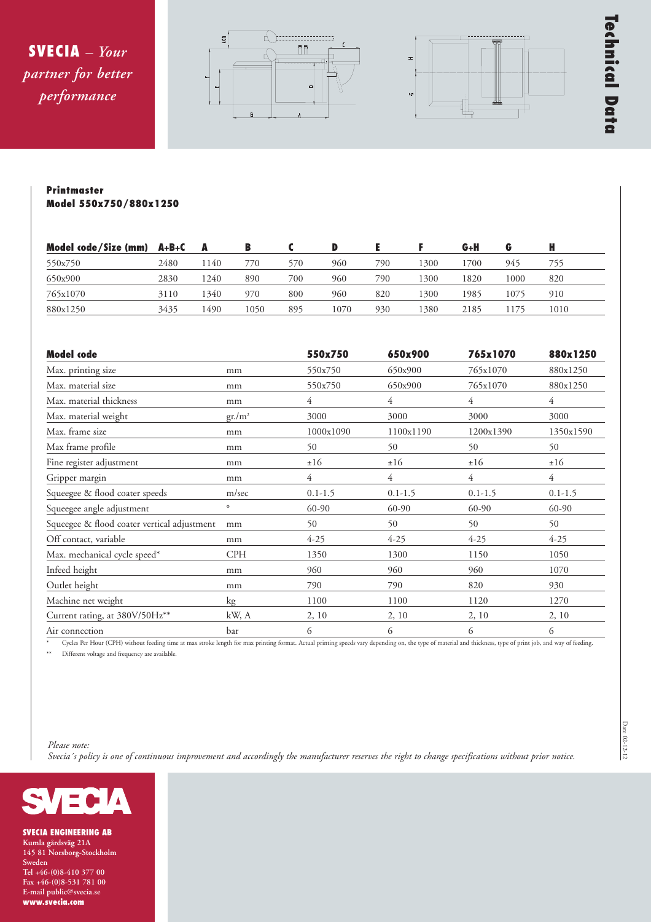**SVECIA** – *Your partner for better performance*

# Technical Data

## Printmaster
## Model 550x750/880x1250

| Model code/Size (mm) | A+B+C | A | B | C | D | E | F | G+H | G | H |
|---|---|---|---|---|---|---|---|---|---|---|
| 550x750 | 2480 | 1140 | 770 | 570 | 960 | 790 | 1300 | 1700 | 945 | 755 |
| 650x900 | 2830 | 1240 | 890 | 700 | 960 | 790 | 1300 | 1820 | 1000 | 820 |
| 765x1070 | 3110 | 1340 | 970 | 800 | 960 | 820 | 1300 | 1985 | 1075 | 910 |
| 880x1250 | 3435 | 1490 | 1050 | 895 | 1070 | 930 | 1380 | 2185 | 1175 | 1010 |

| Model code | | 550x750 | 650x900 | 765x1070 | 880x1250 |
|---|---|---|---|---|---|
| Max. printing size | mm | 550x750 | 650x900 | 765x1070 | 880x1250 |
| Max. material size | mm | 550x750 | 650x900 | 765x1070 | 880x1250 |
| Max. material thickness | mm | 4 | 4 | 4 | 4 |
| Max. material weight | gr./m² | 3000 | 3000 | 3000 | 3000 |
| Max. frame size | mm | 1000x1090 | 1100x1190 | 1200x1390 | 1350x1590 |
| Max frame profile | mm | 50 | 50 | 50 | 50 |
| Fine register adjustment | mm | ±16 | ±16 | ±16 | ±16 |
| Gripper margin | mm | 4 | 4 | 4 | 4 |
| Squeegee & flood coater speeds | m/sec | 0.1-1.5 | 0.1-1.5 | 0.1-1.5 | 0.1-1.5 |
| Squeegee angle adjustment | ° | 60-90 | 60-90 | 60-90 | 60-90 |
| Squeegee & flood coater vertical adjustment | mm | 50 | 50 | 50 | 50 |
| Off contact, variable | mm | 4-25 | 4-25 | 4-25 | 4-25 |
| Max. mechanical cycle speed* | CPH | 1350 | 1300 | 1150 | 1050 |
| Infeed height | mm | 960 | 960 | 960 | 1070 |
| Outlet height | mm | 790 | 790 | 820 | 930 |
| Machine net weight | kg | 1100 | 1100 | 1120 | 1270 |
| Current rating, at 380V/50Hz** | kW, A | 2, 10 | 2, 10 | 2, 10 | 2, 10 |
| Air connection | bar | 6 | 6 | 6 | 6 |

\* Cycles Per Hour (CPH) without feeding time at max stroke length for max printing format. Actual printing speeds vary depending on, the type of material and thickness, type of print job, and way of feeding.

** Different voltage and frequency are available.

*Please note:*
*Svecia´s policy is one of continuous improvement and accordingly the manufacturer reserves the right to change specifications without prior notice.*

Date 02-12-12

SVECIA

**SVECIA ENGINEERING AB**
Kumla gårdsväg 21A
145 81 Norsborg-Stockholm
Sweden
Tel +46-(0)8-410 377 00
Fax +46-(0)8-531 781 00
E-mail public@svecia.se
www.svecia.com